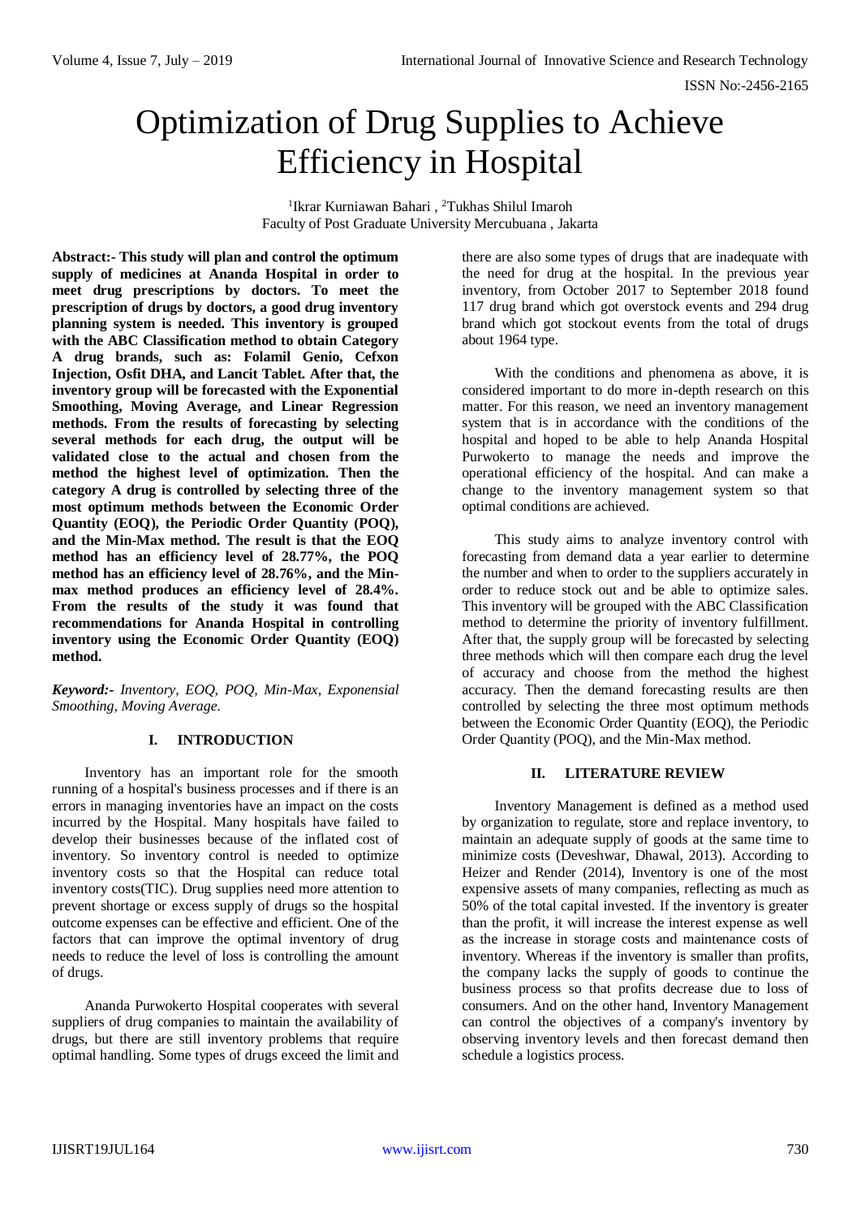# Optimization of Drug Supplies to Achieve Efficiency in Hospital

[1]Ikrar Kurniawan Bahari , [2]Tukhas Shilul Imaroh
Faculty of Post Graduate University Mercubuana , Jakarta

**Abstract:- This study will plan and control the optimum supply of medicines at Ananda Hospital in order to meet drug prescriptions by doctors. To meet the prescription of drugs by doctors, a good drug inventory planning system is needed. This inventory is grouped with the ABC Classification method to obtain Category A drug brands, such as: Folamil Genio, Cefxon Injection, Osfit DHA, and Lancit Tablet. After that, the inventory group will be forecasted with the Exponential Smoothing, Moving Average, and Linear Regression methods. From the results of forecasting by selecting several methods for each drug, the output will be validated close to the actual and chosen from the method the highest level of optimization. Then the category A drug is controlled by selecting three of the most optimum methods between the Economic Order Quantity (EOQ), the Periodic Order Quantity (POQ), and the Min-Max method. The result is that the EOQ method has an efficiency level of 28.77%, the POQ method has an efficiency level of 28.76%, and the Min-max method produces an efficiency level of 28.4%. From the results of the study it was found that recommendations for Ananda Hospital in controlling inventory using the Economic Order Quantity (EOQ) method.**

***Keyword:-*** *Inventory, EOQ, POQ, Min-Max, Exponensial Smoothing, Moving Average.*

## I. INTRODUCTION

Inventory has an important role for the smooth running of a hospital's business processes and if there is an errors in managing inventories have an impact on the costs incurred by the Hospital. Many hospitals have failed to develop their businesses because of the inflated cost of inventory. So inventory control is needed to optimize inventory costs so that the Hospital can reduce total inventory costs(TIC). Drug supplies need more attention to prevent shortage or excess supply of drugs so the hospital outcome expenses can be effective and efficient. One of the factors that can improve the optimal inventory of drug needs to reduce the level of loss is controlling the amount of drugs.

Ananda Purwokerto Hospital cooperates with several suppliers of drug companies to maintain the availability of drugs, but there are still inventory problems that require optimal handling. Some types of drugs exceed the limit and there are also some types of drugs that are inadequate with the need for drug at the hospital. In the previous year inventory, from October 2017 to September 2018 found 117 drug brand which got overstock events and 294 drug brand which got stockout events from the total of drugs about 1964 type.

With the conditions and phenomena as above, it is considered important to do more in-depth research on this matter. For this reason, we need an inventory management system that is in accordance with the conditions of the hospital and hoped to be able to help Ananda Hospital Purwokerto to manage the needs and improve the operational efficiency of the hospital. And can make a change to the inventory management system so that optimal conditions are achieved.

This study aims to analyze inventory control with forecasting from demand data a year earlier to determine the number and when to order to the suppliers accurately in order to reduce stock out and be able to optimize sales. This inventory will be grouped with the ABC Classification method to determine the priority of inventory fulfillment. After that, the supply group will be forecasted by selecting three methods which will then compare each drug the level of accuracy and choose from the method the highest accuracy. Then the demand forecasting results are then controlled by selecting the three most optimum methods between the Economic Order Quantity (EOQ), the Periodic Order Quantity (POQ), and the Min-Max method.

## II. LITERATURE REVIEW

Inventory Management is defined as a method used by organization to regulate, store and replace inventory, to maintain an adequate supply of goods at the same time to minimize costs (Deveshwar, Dhawal, 2013). According to Heizer and Render (2014), Inventory is one of the most expensive assets of many companies, reflecting as much as 50% of the total capital invested. If the inventory is greater than the profit, it will increase the interest expense as well as the increase in storage costs and maintenance costs of inventory. Whereas if the inventory is smaller than profits, the company lacks the supply of goods to continue the business process so that profits decrease due to loss of consumers. And on the other hand, Inventory Management can control the objectives of a company's inventory by observing inventory levels and then forecast demand then schedule a logistics process.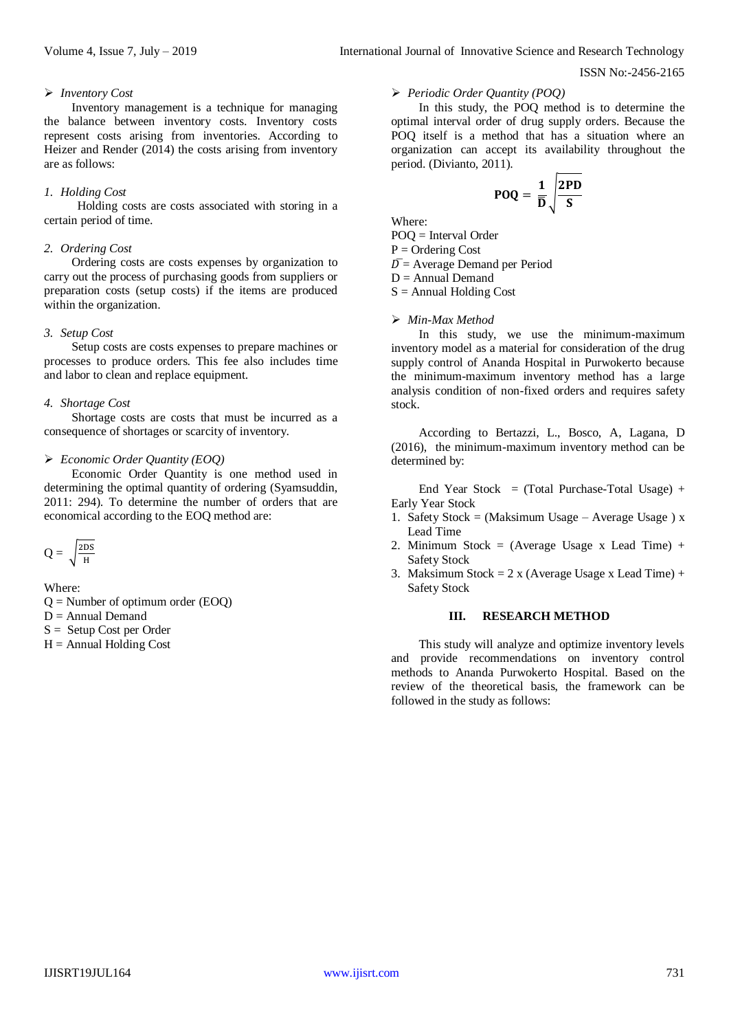- *Inventory Cost*

Inventory management is a technique for managing the balance between inventory costs. Inventory costs represent costs arising from inventories. According to Heizer and Render (2014) the costs arising from inventory are as follows:

1. *Holding Cost*

Holding costs are costs associated with storing in a certain period of time.

2. *Ordering Cost*

Ordering costs are costs expenses by organization to carry out the process of purchasing goods from suppliers or preparation costs (setup costs) if the items are produced within the organization.

3. *Setup Cost*

Setup costs are costs expenses to prepare machines or processes to produce orders. This fee also includes time and labor to clean and replace equipment.

4. *Shortage Cost*

Shortage costs are costs that must be incurred as a consequence of shortages or scarcity of inventory.

- *Economic Order Quantity (EOQ)*

Economic Order Quantity is one method used in determining the optimal quantity of ordering (Syamsuddin, 2011: 294). To determine the number of orders that are economical according to the EOQ method are:

$$Q = \sqrt{\frac{2DS}{H}}$$

Where:
Q = Number of optimum order (EOQ)
D = Annual Demand
S = Setup Cost per Order
H = Annual Holding Cost

- *Periodic Order Quantity (POQ)*

In this study, the POQ method is to determine the optimal interval order of drug supply orders. Because the POQ itself is a method that has a situation where an organization can accept its availability throughout the period. (Divianto, 2011).

$$\mathbf{POQ} = \frac{\mathbf{1}}{\overline{\overline{\mathbf{D}}}}\sqrt{\frac{\mathbf{2PD}}{\mathbf{S}}}$$

Where:
POQ = Interval Order
P = Ordering Cost
$\overline{D}$ = Average Demand per Period
D = Annual Demand
S = Annual Holding Cost

- *Min-Max Method*

In this study, we use the minimum-maximum inventory model as a material for consideration of the drug supply control of Ananda Hospital in Purwokerto because the minimum-maximum inventory method has a large analysis condition of non-fixed orders and requires safety stock.

According to Bertazzi, L., Bosco, A, Lagana, D (2016), the minimum-maximum inventory method can be determined by:

End Year Stock = (Total Purchase-Total Usage) + Early Year Stock

1. Safety Stock = (Maksimum Usage – Average Usage ) x Lead Time
2. Minimum Stock = (Average Usage x Lead Time) + Safety Stock
3. Maksimum Stock = 2 x (Average Usage x Lead Time) + Safety Stock

## III. RESEARCH METHOD

This study will analyze and optimize inventory levels and provide recommendations on inventory control methods to Ananda Purwokerto Hospital. Based on the review of the theoretical basis, the framework can be followed in the study as follows: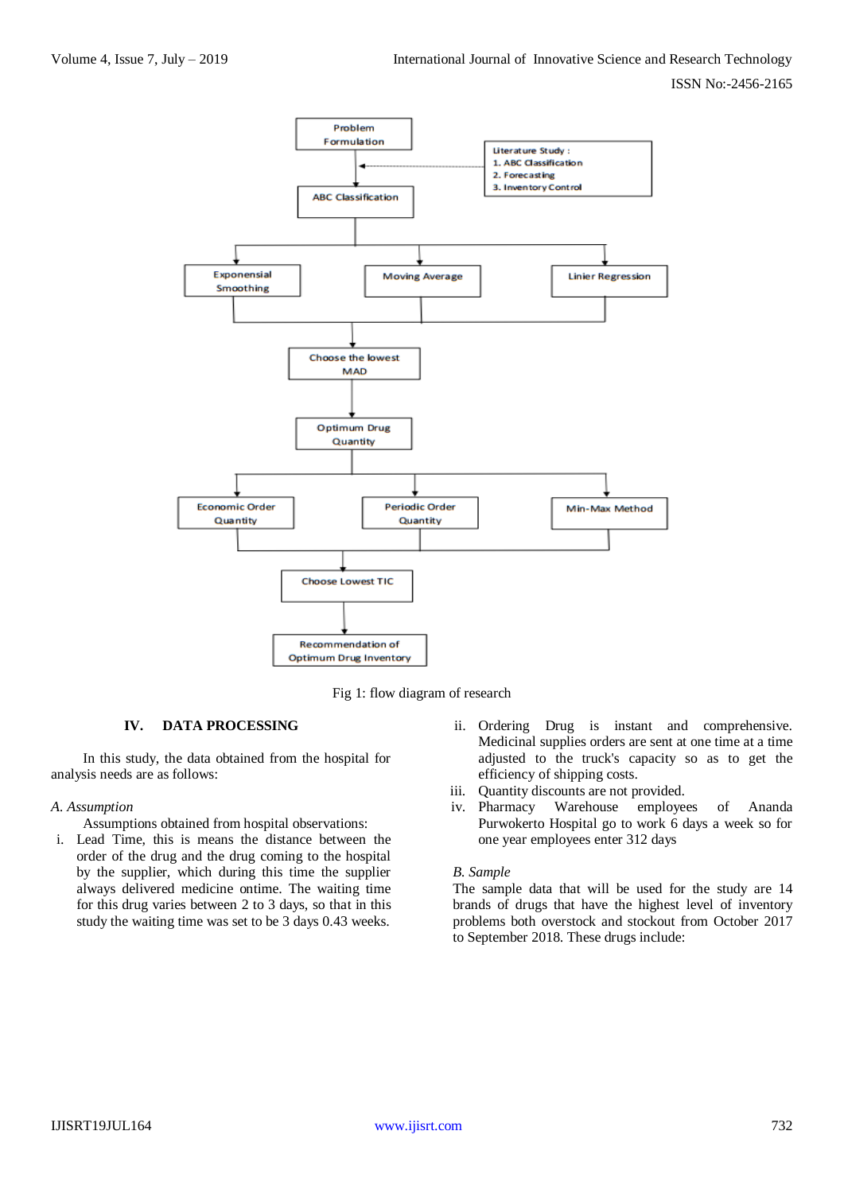Fig 1: flow diagram of research

## IV. DATA PROCESSING

In this study, the data obtained from the hospital for analysis needs are as follows:

### *A. Assumption*

Assumptions obtained from hospital observations:

i. Lead Time, this is means the distance between the order of the drug and the drug coming to the hospital by the supplier, which during this time the supplier always delivered medicine ontime. The waiting time for this drug varies between 2 to 3 days, so that in this study the waiting time was set to be 3 days 0.43 weeks.

ii. Ordering Drug is instant and comprehensive. Medicinal supplies orders are sent at one time at a time adjusted to the truck's capacity so as to get the efficiency of shipping costs.

iii. Quantity discounts are not provided.

iv. Pharmacy Warehouse employees of Ananda Purwokerto Hospital go to work 6 days a week so for one year employees enter 312 days

### *B. Sample*

The sample data that will be used for the study are 14 brands of drugs that have the highest level of inventory problems both overstock and stockout from October 2017 to September 2018. These drugs include: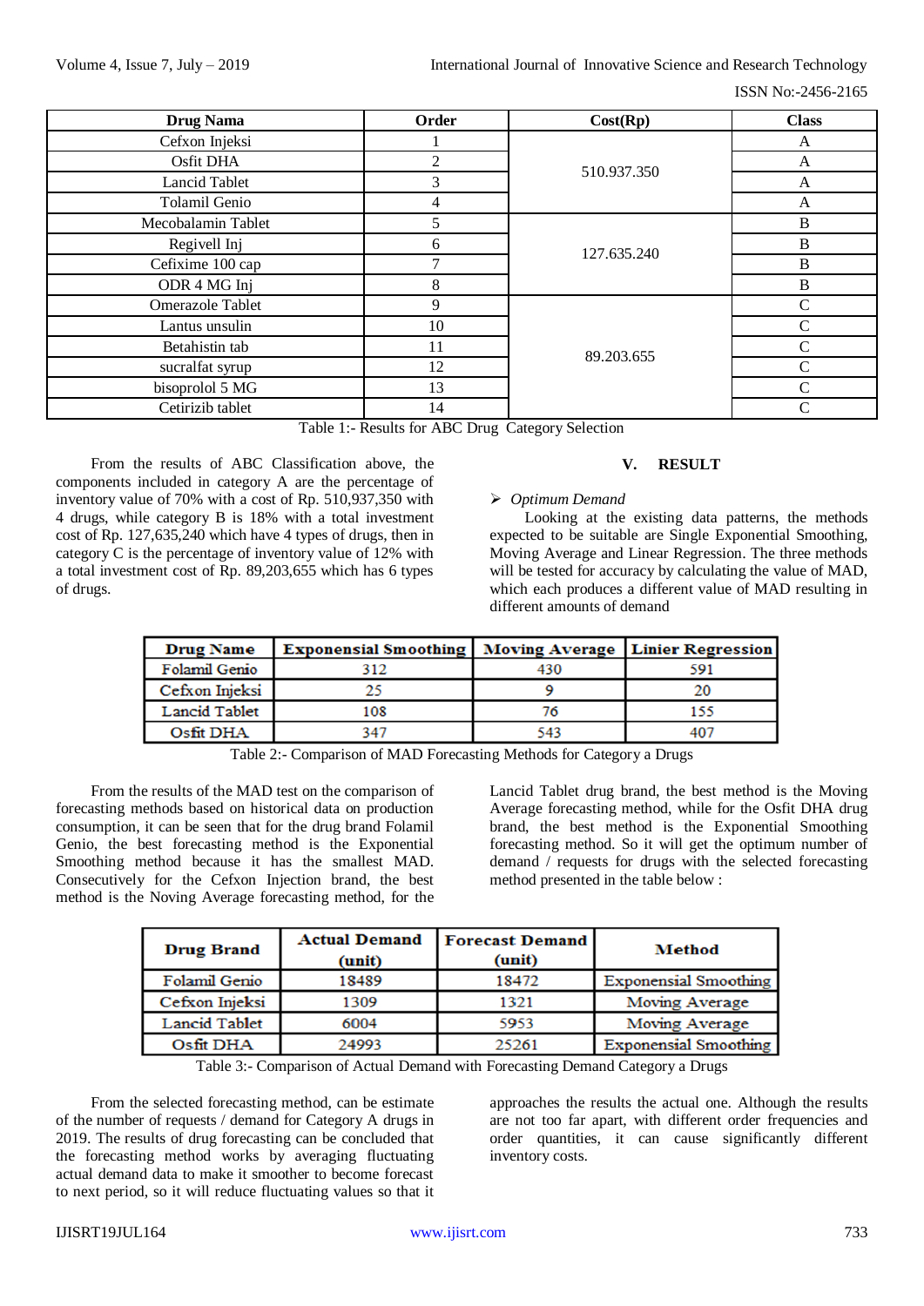| Drug Nama | Order | Cost(Rp) | Class |
| --- | --- | --- | --- |
| Cefxon Injeksi | 1 | 510.937.350 | A |
| Osfit DHA | 2 | | A |
| Lancid Tablet | 3 | | A |
| Tolamil Genio | 4 | | A |
| Mecobalamin Tablet | 5 | 127.635.240 | B |
| Regivell Inj | 6 | | B |
| Cefixime 100 cap | 7 | | B |
| ODR 4 MG Inj | 8 | | B |
| Omerazole Tablet | 9 | 89.203.655 | C |
| Lantus unsulin | 10 | | C |
| Betahistin tab | 11 | | C |
| sucralfat syrup | 12 | | C |
| bisoprolol 5 MG | 13 | | C |
| Cetirizib tablet | 14 | | C |

Table 1:- Results for ABC Drug Category Selection

From the results of ABC Classification above, the components included in category A are the percentage of inventory value of 70% with a cost of Rp. 510,937,350 with 4 drugs, while category B is 18% with a total investment cost of Rp. 127,635,240 which have 4 types of drugs, then in category C is the percentage of inventory value of 12% with a total investment cost of Rp. 89,203,655 which has 6 types of drugs.

## V. RESULT

➢ *Optimum Demand*

Looking at the existing data patterns, the methods expected to be suitable are Single Exponential Smoothing, Moving Average and Linear Regression. The three methods will be tested for accuracy by calculating the value of MAD, which each produces a different value of MAD resulting in different amounts of demand

| Drug Name | Exponensial Smoothing | Moving Average | Linier Regression |
| --- | --- | --- | --- |
| Folamil Genio | 312 | 430 | 591 |
| Cefxon Injeksi | 25 | 9 | 20 |
| Lancid Tablet | 108 | 76 | 155 |
| Osfit DHA | 347 | 543 | 407 |

Table 2:- Comparison of MAD Forecasting Methods for Category a Drugs

From the results of the MAD test on the comparison of forecasting methods based on historical data on production consumption, it can be seen that for the drug brand Folamil Genio, the best forecasting method is the Exponential Smoothing method because it has the smallest MAD. Consecutively for the Cefxon Injection brand, the best method is the Noving Average forecasting method, for the Lancid Tablet drug brand, the best method is the Moving Average forecasting method, while for the Osfit DHA drug brand, the best method is the Exponential Smoothing forecasting method. So it will get the optimum number of demand / requests for drugs with the selected forecasting method presented in the table below :

| Drug Brand | Actual Demand (unit) | Forecast Demand (unit) | Method |
| --- | --- | --- | --- |
| Folamil Genio | 18489 | 18472 | Exponensial Smoothing |
| Cefxon Injeksi | 1309 | 1321 | Moving Average |
| Lancid Tablet | 6004 | 5953 | Moving Average |
| Osfit DHA | 24993 | 25261 | Exponensial Smoothing |

Table 3:- Comparison of Actual Demand with Forecasting Demand Category a Drugs

From the selected forecasting method, can be estimate of the number of requests / demand for Category A drugs in 2019. The results of drug forecasting can be concluded that the forecasting method works by averaging fluctuating actual demand data to make it smoother to become forecast to next period, so it will reduce fluctuating values so that it approaches the results the actual one. Although the results are not too far apart, with different order frequencies and order quantities, it can cause significantly different inventory costs.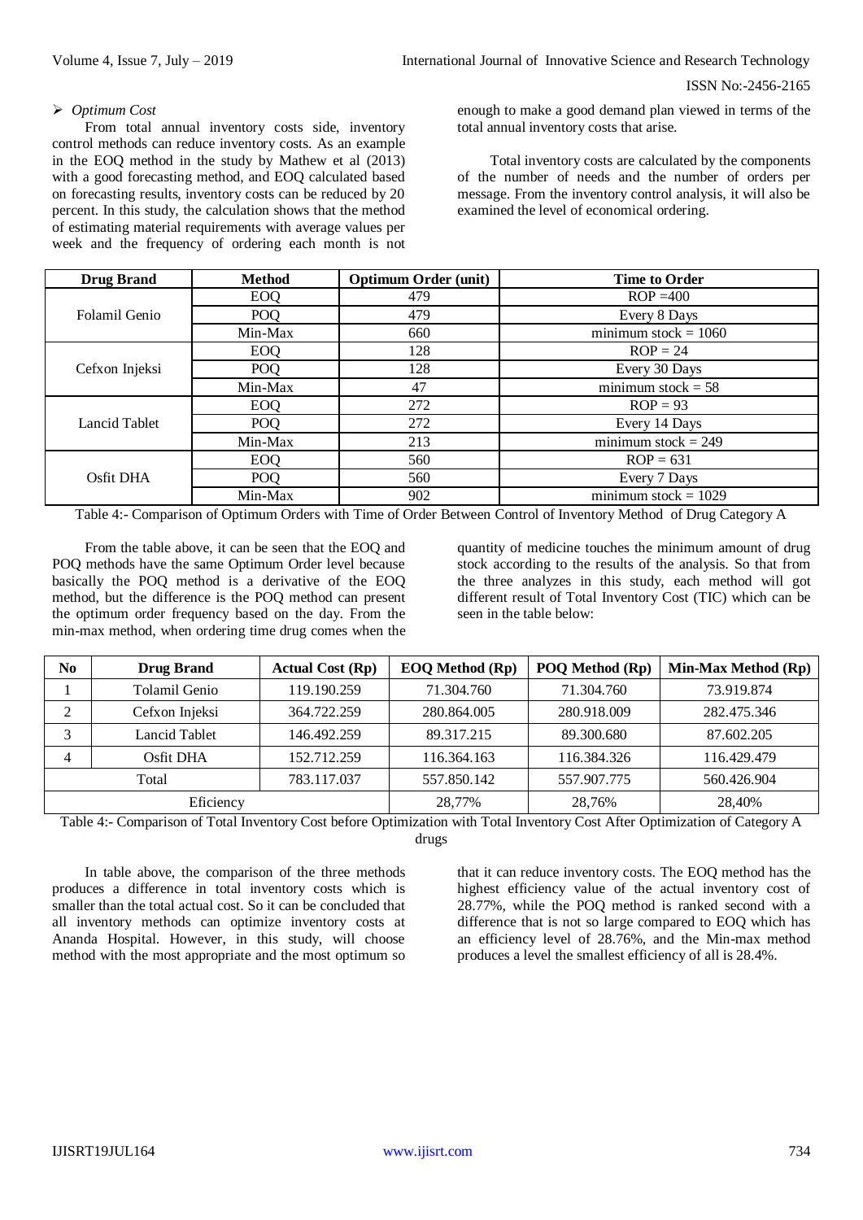➢ *Optimum Cost*

From total annual inventory costs side, inventory control methods can reduce inventory costs. As an example in the EOQ method in the study by Mathew et al (2013) with a good forecasting method, and EOQ calculated based on forecasting results, inventory costs can be reduced by 20 percent. In this study, the calculation shows that the method of estimating material requirements with average values per week and the frequency of ordering each month is not enough to make a good demand plan viewed in terms of the total annual inventory costs that arise.

Total inventory costs are calculated by the components of the number of needs and the number of orders per message. From the inventory control analysis, it will also be examined the level of economical ordering.

| Drug Brand | Method | Optimum Order (unit) | Time to Order |
|---|---|---|---|
| Folamil Genio | EOQ | 479 | ROP =400 |
| | POQ | 479 | Every 8 Days |
| | Min-Max | 660 | minimum stock = 1060 |
| Cefxon Injeksi | EOQ | 128 | ROP = 24 |
| | POQ | 128 | Every 30 Days |
| | Min-Max | 47 | minimum stock = 58 |
| Lancid Tablet | EOQ | 272 | ROP = 93 |
| | POQ | 272 | Every 14 Days |
| | Min-Max | 213 | minimum stock = 249 |
| Osfit DHA | EOQ | 560 | ROP = 631 |
| | POQ | 560 | Every 7 Days |
| | Min-Max | 902 | minimum stock = 1029 |

Table 4:- Comparison of Optimum Orders with Time of Order Between Control of Inventory Method of Drug Category A

From the table above, it can be seen that the EOQ and POQ methods have the same Optimum Order level because basically the POQ method is a derivative of the EOQ method, but the difference is the POQ method can present the optimum order frequency based on the day. From the min-max method, when ordering time drug comes when the quantity of medicine touches the minimum amount of drug stock according to the results of the analysis. So that from the three analyzes in this study, each method will got different result of Total Inventory Cost (TIC) which can be seen in the table below:

| No | Drug Brand | Actual Cost (Rp) | EOQ Method (Rp) | POQ Method (Rp) | Min-Max Method (Rp) |
|---|---|---|---|---|---|
| 1 | Tolamil Genio | 119.190.259 | 71.304.760 | 71.304.760 | 73.919.874 |
| 2 | Cefxon Injeksi | 364.722.259 | 280.864.005 | 280.918.009 | 282.475.346 |
| 3 | Lancid Tablet | 146.492.259 | 89.317.215 | 89.300.680 | 87.602.205 |
| 4 | Osfit DHA | 152.712.259 | 116.364.163 | 116.384.326 | 116.429.479 |
| Total | | 783.117.037 | 557.850.142 | 557.907.775 | 560.426.904 |
| Eficiency | | | 28,77% | 28,76% | 28,40% |

Table 4:- Comparison of Total Inventory Cost before Optimization with Total Inventory Cost After Optimization of Category A drugs

In table above, the comparison of the three methods produces a difference in total inventory costs which is smaller than the total actual cost. So it can be concluded that all inventory methods can optimize inventory costs at Ananda Hospital. However, in this study, will choose method with the most appropriate and the most optimum so that it can reduce inventory costs. The EOQ method has the highest efficiency value of the actual inventory cost of 28.77%, while the POQ method is ranked second with a difference that is not so large compared to EOQ which has an efficiency level of 28.76%, and the Min-max method produces a level the smallest efficiency of all is 28.4%.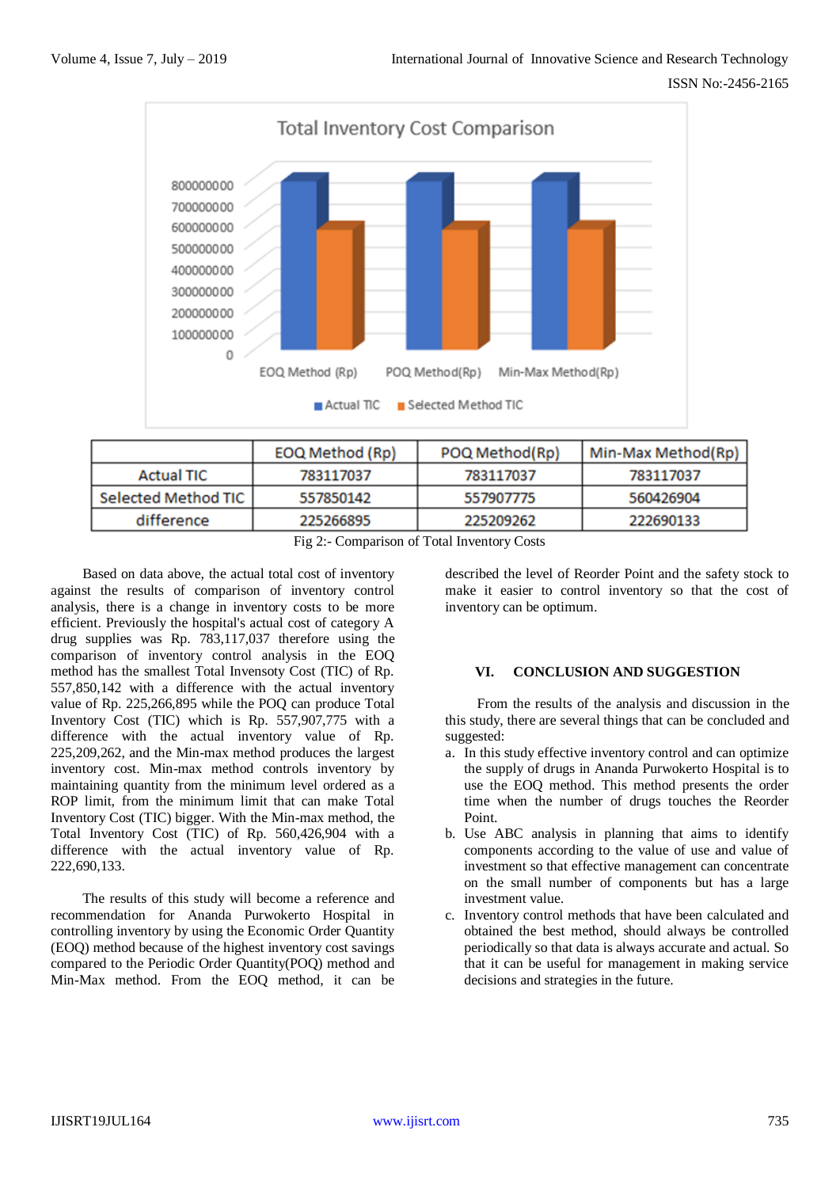| | EOQ Method (Rp) | POQ Method(Rp) | Min-Max Method(Rp) |
|---|---|---|---|
| Actual TIC | 783117037 | 783117037 | 783117037 |
| Selected Method TIC | 557850142 | 557907775 | 560426904 |
| difference | 225266895 | 225209262 | 222690133 |

Fig 2:- Comparison of Total Inventory Costs

Based on data above, the actual total cost of inventory against the results of comparison of inventory control analysis, there is a change in inventory costs to be more efficient. Previously the hospital's actual cost of category A drug supplies was Rp. 783,117,037 therefore using the comparison of inventory control analysis in the EOQ method has the smallest Total Invensoty Cost (TIC) of Rp. 557,850,142 with a difference with the actual inventory value of Rp. 225,266,895 while the POQ can produce Total Inventory Cost (TIC) which is Rp. 557,907,775 with a difference with the actual inventory value of Rp. 225,209,262, and the Min-max method produces the largest inventory cost. Min-max method controls inventory by maintaining quantity from the minimum level ordered as a ROP limit, from the minimum limit that can make Total Inventory Cost (TIC) bigger. With the Min-max method, the Total Inventory Cost (TIC) of Rp. 560,426,904 with a difference with the actual inventory value of Rp. 222,690,133.

The results of this study will become a reference and recommendation for Ananda Purwokerto Hospital in controlling inventory by using the Economic Order Quantity (EOQ) method because of the highest inventory cost savings compared to the Periodic Order Quantity(POQ) method and Min-Max method. From the EOQ method, it can be described the level of Reorder Point and the safety stock to make it easier to control inventory so that the cost of inventory can be optimum.

## VI. CONCLUSION AND SUGGESTION

From the results of the analysis and discussion in the this study, there are several things that can be concluded and suggested:

a. In this study effective inventory control and can optimize the supply of drugs in Ananda Purwokerto Hospital is to use the EOQ method. This method presents the order time when the number of drugs touches the Reorder Point.
b. Use ABC analysis in planning that aims to identify components according to the value of use and value of investment so that effective management can concentrate on the small number of components but has a large investment value.
c. Inventory control methods that have been calculated and obtained the best method, should always be controlled periodically so that data is always accurate and actual. So that it can be useful for management in making service decisions and strategies in the future.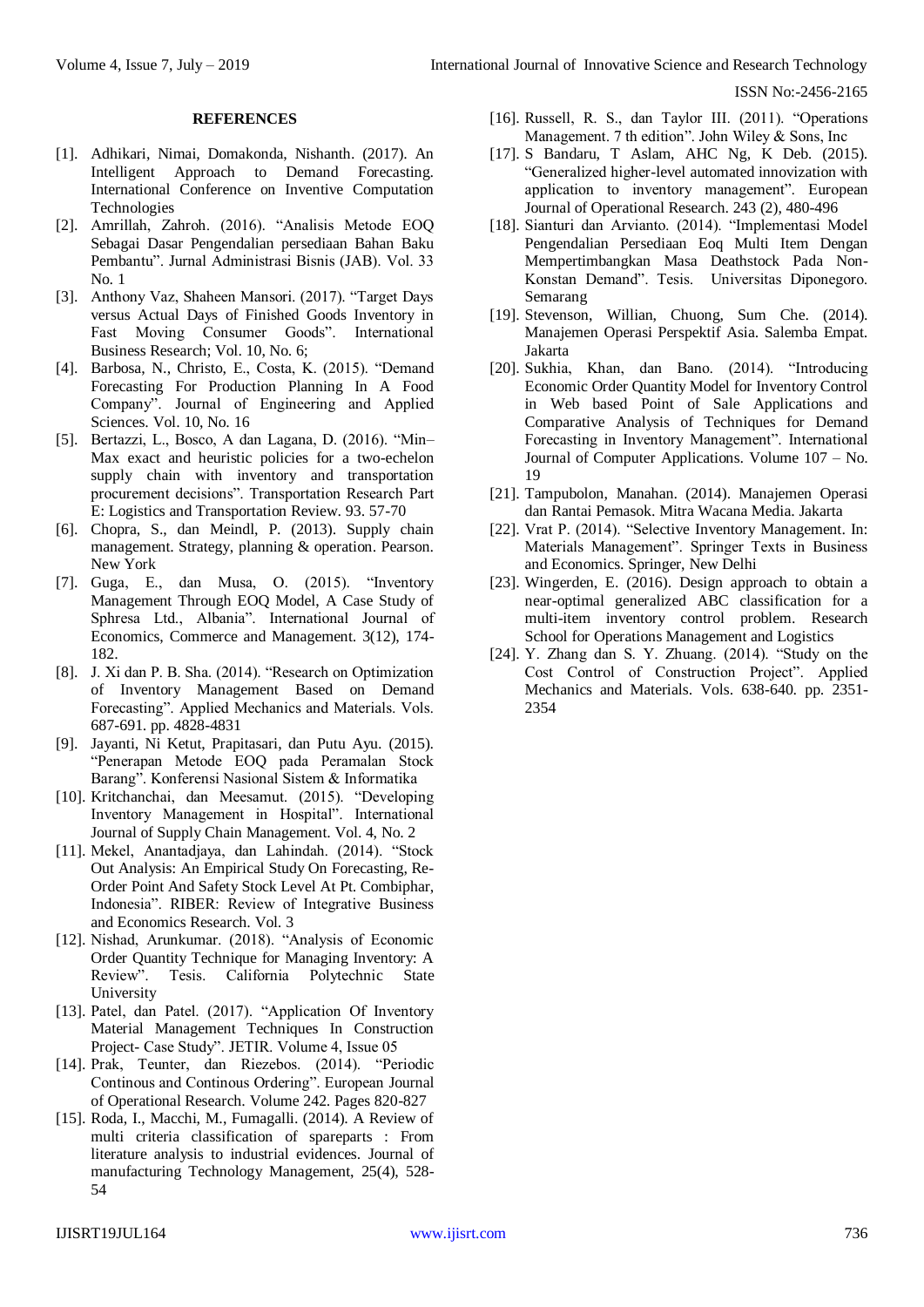## REFERENCES

[1]. Adhikari, Nimai, Domakonda, Nishanth. (2017). An Intelligent Approach to Demand Forecasting. International Conference on Inventive Computation Technologies

[2]. Amrillah, Zahroh. (2016). "Analisis Metode EOQ Sebagai Dasar Pengendalian persediaan Bahan Baku Pembantu". Jurnal Administrasi Bisnis (JAB). Vol. 33 No. 1

[3]. Anthony Vaz, Shaheen Mansori. (2017). "Target Days versus Actual Days of Finished Goods Inventory in Fast Moving Consumer Goods". International Business Research; Vol. 10, No. 6;

[4]. Barbosa, N., Christo, E., Costa, K. (2015). "Demand Forecasting For Production Planning In A Food Company". Journal of Engineering and Applied Sciences. Vol. 10, No. 16

[5]. Bertazzi, L., Bosco, A dan Lagana, D. (2016). "Min–Max exact and heuristic policies for a two-echelon supply chain with inventory and transportation procurement decisions". Transportation Research Part E: Logistics and Transportation Review. 93. 57-70

[6]. Chopra, S., dan Meindl, P. (2013). Supply chain management. Strategy, planning & operation. Pearson. New York

[7]. Guga, E., dan Musa, O. (2015). "Inventory Management Through EOQ Model, A Case Study of Sphresa Ltd., Albania". International Journal of Economics, Commerce and Management. 3(12), 174-182.

[8]. J. Xi dan P. B. Sha. (2014). "Research on Optimization of Inventory Management Based on Demand Forecasting". Applied Mechanics and Materials. Vols. 687-691. pp. 4828-4831

[9]. Jayanti, Ni Ketut, Prapitasari, dan Putu Ayu. (2015). "Penerapan Metode EOQ pada Peramalan Stock Barang". Konferensi Nasional Sistem & Informatika

[10]. Kritchanchai, dan Meesamut. (2015). "Developing Inventory Management in Hospital". International Journal of Supply Chain Management. Vol. 4, No. 2

[11]. Mekel, Anantadjaya, dan Lahindah. (2014). "Stock Out Analysis: An Empirical Study On Forecasting, Re-Order Point And Safety Stock Level At Pt. Combiphar, Indonesia". RIBER: Review of Integrative Business and Economics Research. Vol. 3

[12]. Nishad, Arunkumar. (2018). "Analysis of Economic Order Quantity Technique for Managing Inventory: A Review". Tesis. California Polytechnic State University

[13]. Patel, dan Patel. (2017). "Application Of Inventory Material Management Techniques In Construction Project- Case Study". JETIR. Volume 4, Issue 05

[14]. Prak, Teunter, dan Riezebos. (2014). "Periodic Continous and Continous Ordering". European Journal of Operational Research. Volume 242. Pages 820-827

[15]. Roda, I., Macchi, M., Fumagalli. (2014). A Review of multi criteria classification of spareparts : From literature analysis to industrial evidences. Journal of manufacturing Technology Management, 25(4), 528-54

[16]. Russell, R. S., dan Taylor III. (2011). "Operations Management. 7 th edition". John Wiley & Sons, Inc

[17]. S Bandaru, T Aslam, AHC Ng, K Deb. (2015). "Generalized higher-level automated innovization with application to inventory management". European Journal of Operational Research. 243 (2), 480-496

[18]. Sianturi dan Arvianto. (2014). "Implementasi Model Pengendalian Persediaan Eoq Multi Item Dengan Mempertimbangkan Masa Deathstock Pada Non-Konstan Demand". Tesis. Universitas Diponegoro. Semarang

[19]. Stevenson, Willian, Chuong, Sum Che. (2014). Manajemen Operasi Perspektif Asia. Salemba Empat. Jakarta

[20]. Sukhia, Khan, dan Bano. (2014). "Introducing Economic Order Quantity Model for Inventory Control in Web based Point of Sale Applications and Comparative Analysis of Techniques for Demand Forecasting in Inventory Management". International Journal of Computer Applications. Volume 107 – No. 19

[21]. Tampubolon, Manahan. (2014). Manajemen Operasi dan Rantai Pemasok. Mitra Wacana Media. Jakarta

[22]. Vrat P. (2014). "Selective Inventory Management. In: Materials Management". Springer Texts in Business and Economics. Springer, New Delhi

[23]. Wingerden, E. (2016). Design approach to obtain a near-optimal generalized ABC classification for a multi-item inventory control problem. Research School for Operations Management and Logistics

[24]. Y. Zhang dan S. Y. Zhuang. (2014). "Study on the Cost Control of Construction Project". Applied Mechanics and Materials. Vols. 638-640. pp. 2351-2354